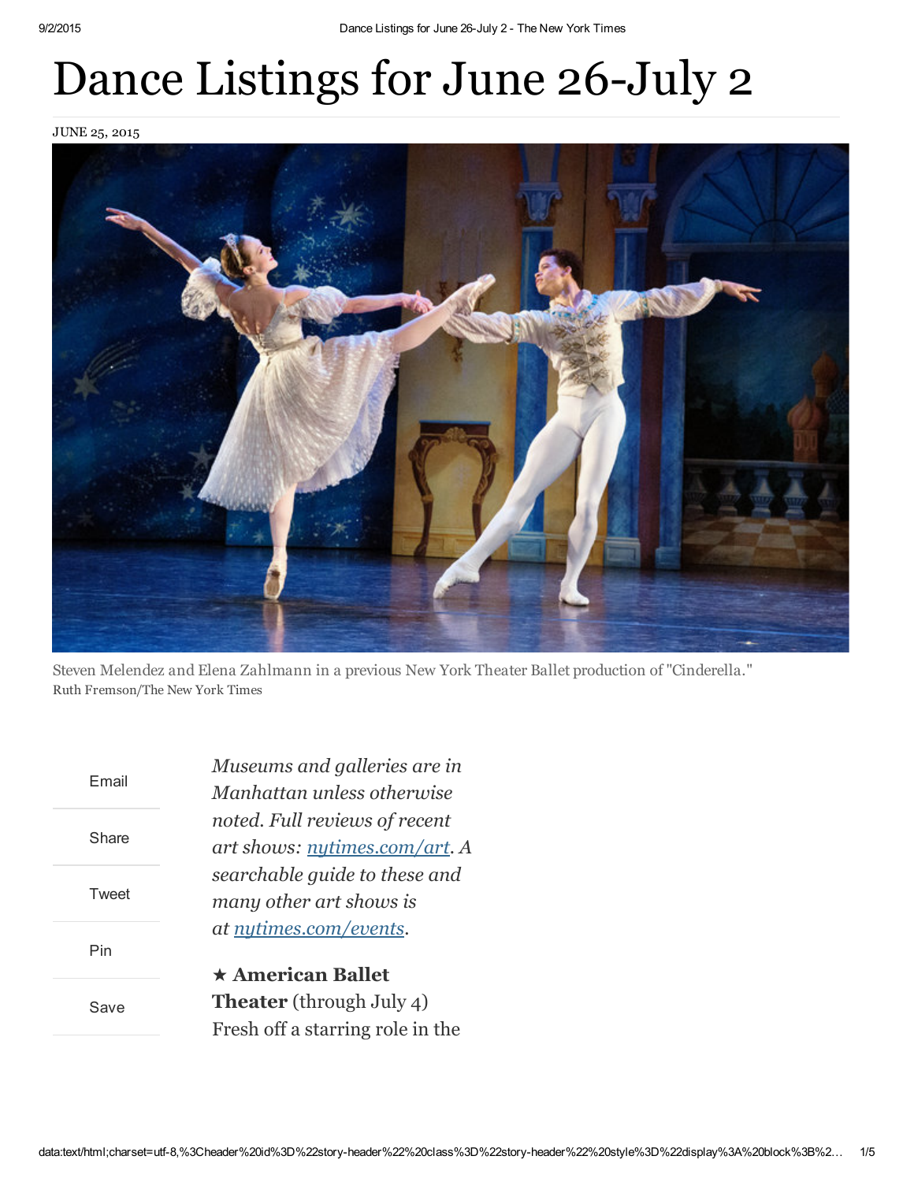# Dance Listings for June 26-July 2

JUNE 25, 2015

Steven Melendez and Elena Zahlmann in a previous New York Theater Ballet production of "Cinderella."
Ruth Fremson/The New York Times

*Museums and galleries are in Manhattan unless otherwise noted. Full reviews of recent art shows: [nytimes.com/art](nytimes.com/art). A searchable guide to these and many other art shows is at [nytimes.com/events](nytimes.com/events).*

★ **American Ballet Theater** (through July 4) Fresh off a starring role in the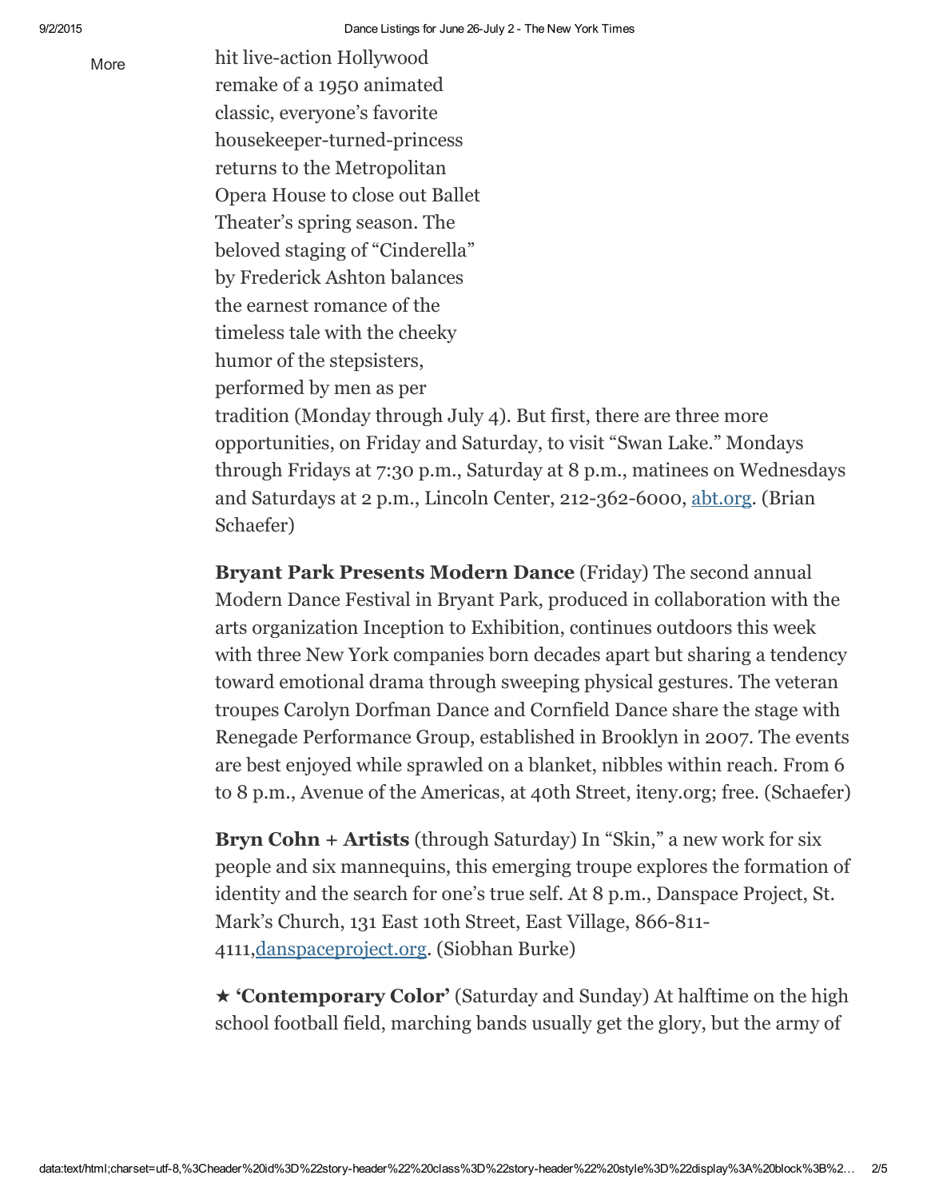hit live-action Hollywood remake of a 1950 animated classic, everyone's favorite housekeeper-turned-princess returns to the Metropolitan Opera House to close out Ballet Theater's spring season. The beloved staging of "Cinderella" by Frederick Ashton balances the earnest romance of the timeless tale with the cheeky humor of the stepsisters, performed by men as per tradition (Monday through July 4). But first, there are three more opportunities, on Friday and Saturday, to visit "Swan Lake." Mondays through Fridays at 7:30 p.m., Saturday at 8 p.m., matinees on Wednesdays and Saturdays at 2 p.m., Lincoln Center, 212-362-6000, [abt.org](abt.org). (Brian Schaefer)

**Bryant Park Presents Modern Dance** (Friday) The second annual Modern Dance Festival in Bryant Park, produced in collaboration with the arts organization Inception to Exhibition, continues outdoors this week with three New York companies born decades apart but sharing a tendency toward emotional drama through sweeping physical gestures. The veteran troupes Carolyn Dorfman Dance and Cornfield Dance share the stage with Renegade Performance Group, established in Brooklyn in 2007. The events are best enjoyed while sprawled on a blanket, nibbles within reach. From 6 to 8 p.m., Avenue of the Americas, at 40th Street, iteny.org; free. (Schaefer)

**Bryn Cohn + Artists** (through Saturday) In "Skin," a new work for six people and six mannequins, this emerging troupe explores the formation of identity and the search for one's true self. At 8 p.m., Danspace Project, St. Mark's Church, 131 East 10th Street, East Village, 866-811-4111,[danspaceproject.org](danspaceproject.org). (Siobhan Burke)

★ **'Contemporary Color'** (Saturday and Sunday) At halftime on the high school football field, marching bands usually get the glory, but the army of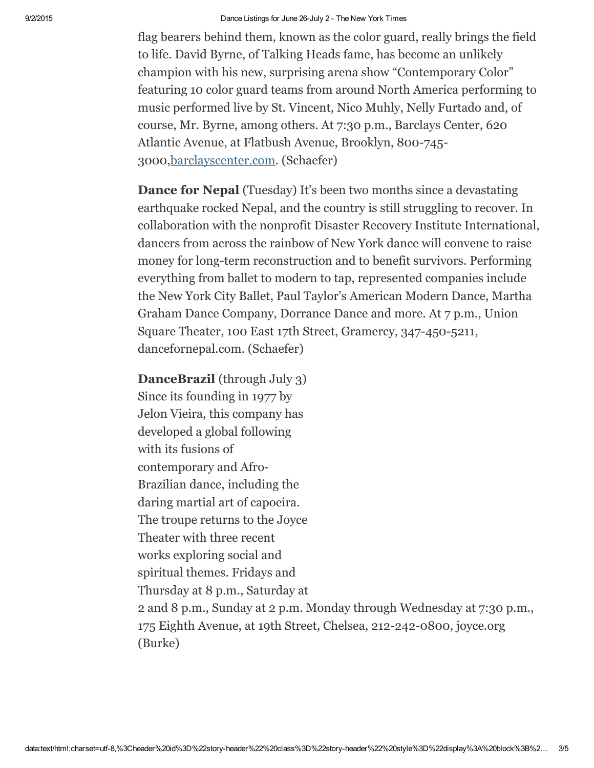flag bearers behind them, known as the color guard, really brings the field to life. David Byrne, of Talking Heads fame, has become an unlikely champion with his new, surprising arena show “Contemporary Color” featuring 10 color guard teams from around North America performing to music performed live by St. Vincent, Nico Muhly, Nelly Furtado and, of course, Mr. Byrne, among others. At 7:30 p.m., Barclays Center, 620 Atlantic Avenue, at Flatbush Avenue, Brooklyn, 800-745-3000,barclayscenter.com. (Schaefer)

**Dance for Nepal** (Tuesday) It’s been two months since a devastating earthquake rocked Nepal, and the country is still struggling to recover. In collaboration with the nonprofit Disaster Recovery Institute International, dancers from across the rainbow of New York dance will convene to raise money for long-term reconstruction and to benefit survivors. Performing everything from ballet to modern to tap, represented companies include the New York City Ballet, Paul Taylor’s American Modern Dance, Martha Graham Dance Company, Dorrance Dance and more. At 7 p.m., Union Square Theater, 100 East 17th Street, Gramercy, 347-450-5211, dancefornepal.com. (Schaefer)

**DanceBrazil** (through July 3) Since its founding in 1977 by Jelon Vieira, this company has developed a global following with its fusions of contemporary and Afro-Brazilian dance, including the daring martial art of capoeira. The troupe returns to the Joyce Theater with three recent works exploring social and spiritual themes. Fridays and Thursday at 8 p.m., Saturday at 2 and 8 p.m., Sunday at 2 p.m. Monday through Wednesday at 7:30 p.m., 175 Eighth Avenue, at 19th Street, Chelsea, 212-242-0800, joyce.org (Burke)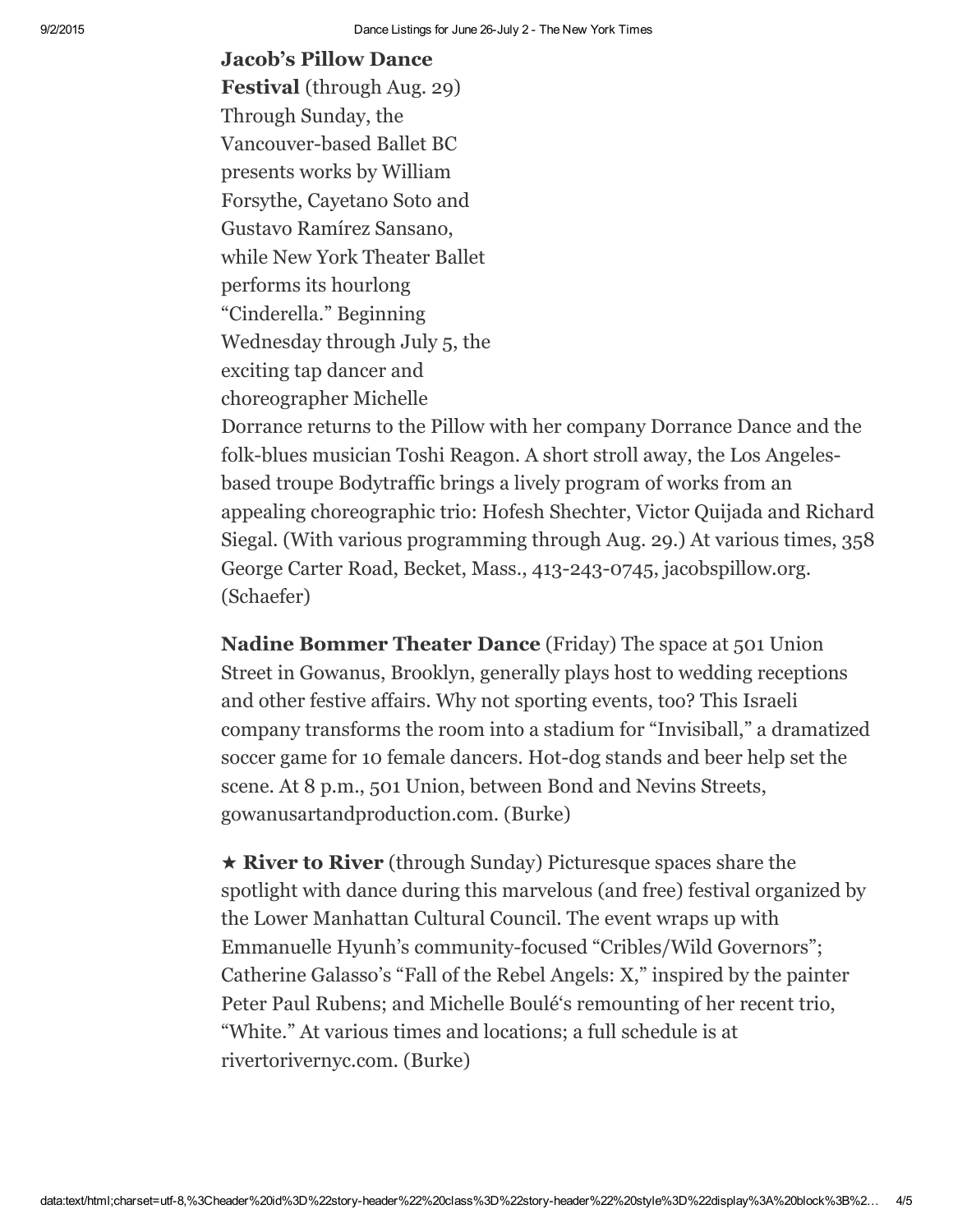**Jacob's Pillow Dance Festival** (through Aug. 29) Through Sunday, the Vancouver-based Ballet BC presents works by William Forsythe, Cayetano Soto and Gustavo Ramírez Sansano, while New York Theater Ballet performs its hourlong "Cinderella." Beginning Wednesday through July 5, the exciting tap dancer and choreographer Michelle Dorrance returns to the Pillow with her company Dorrance Dance and the folk-blues musician Toshi Reagon. A short stroll away, the Los Angeles-based troupe Bodytraffic brings a lively program of works from an appealing choreographic trio: Hofesh Shechter, Victor Quijada and Richard Siegal. (With various programming through Aug. 29.) At various times, 358 George Carter Road, Becket, Mass., 413-243-0745, jacobspillow.org. (Schaefer)

**Nadine Bommer Theater Dance** (Friday) The space at 501 Union Street in Gowanus, Brooklyn, generally plays host to wedding receptions and other festive affairs. Why not sporting events, too? This Israeli company transforms the room into a stadium for "Invisiball," a dramatized soccer game for 10 female dancers. Hot-dog stands and beer help set the scene. At 8 p.m., 501 Union, between Bond and Nevins Streets, gowanusartandproduction.com. (Burke)

★ **River to River** (through Sunday) Picturesque spaces share the spotlight with dance during this marvelous (and free) festival organized by the Lower Manhattan Cultural Council. The event wraps up with Emmanuelle Hyunh's community-focused "Cribles/Wild Governors"; Catherine Galasso's "Fall of the Rebel Angels: X," inspired by the painter Peter Paul Rubens; and Michelle Boulé's remounting of her recent trio, "White." At various times and locations; a full schedule is at rivertorivernyc.com. (Burke)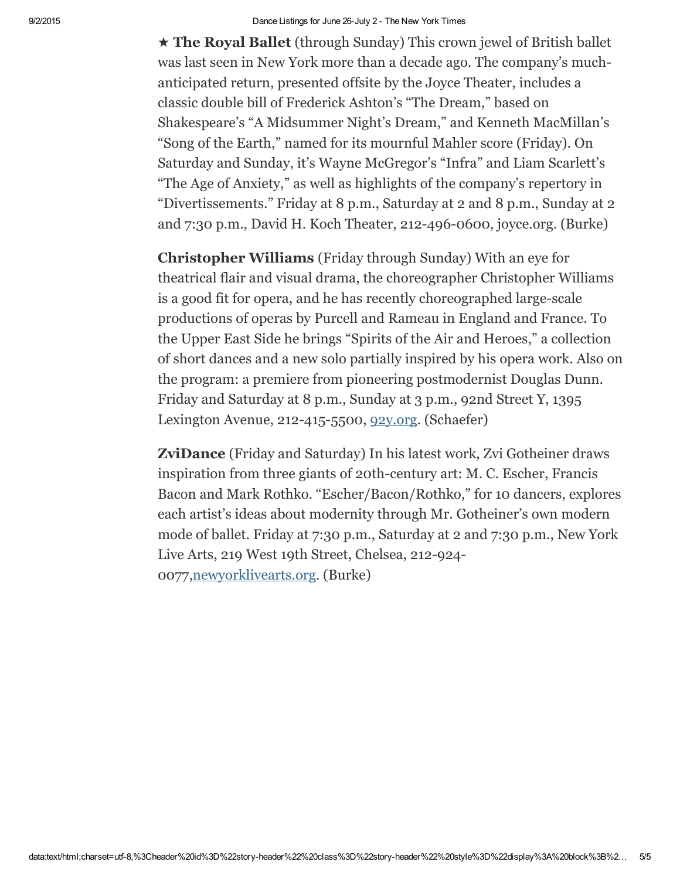★ **The Royal Ballet** (through Sunday) This crown jewel of British ballet was last seen in New York more than a decade ago. The company's much-anticipated return, presented offsite by the Joyce Theater, includes a classic double bill of Frederick Ashton's "The Dream," based on Shakespeare's "A Midsummer Night's Dream," and Kenneth MacMillan's "Song of the Earth," named for its mournful Mahler score (Friday). On Saturday and Sunday, it's Wayne McGregor's "Infra" and Liam Scarlett's "The Age of Anxiety," as well as highlights of the company's repertory in "Divertissements." Friday at 8 p.m., Saturday at 2 and 8 p.m., Sunday at 2 and 7:30 p.m., David H. Koch Theater, 212-496-0600, joyce.org. (Burke)

**Christopher Williams** (Friday through Sunday) With an eye for theatrical flair and visual drama, the choreographer Christopher Williams is a good fit for opera, and he has recently choreographed large-scale productions of operas by Purcell and Rameau in England and France. To the Upper East Side he brings "Spirits of the Air and Heroes," a collection of short dances and a new solo partially inspired by his opera work. Also on the program: a premiere from pioneering postmodernist Douglas Dunn. Friday and Saturday at 8 p.m., Sunday at 3 p.m., 92nd Street Y, 1395 Lexington Avenue, 212-415-5500, 92y.org. (Schaefer)

**ZviDance** (Friday and Saturday) In his latest work, Zvi Gotheiner draws inspiration from three giants of 20th-century art: M. C. Escher, Francis Bacon and Mark Rothko. "Escher/Bacon/Rothko," for 10 dancers, explores each artist's ideas about modernity through Mr. Gotheiner's own modern mode of ballet. Friday at 7:30 p.m., Saturday at 2 and 7:30 p.m., New York Live Arts, 219 West 19th Street, Chelsea, 212-924-0077,newyorklivearts.org. (Burke)